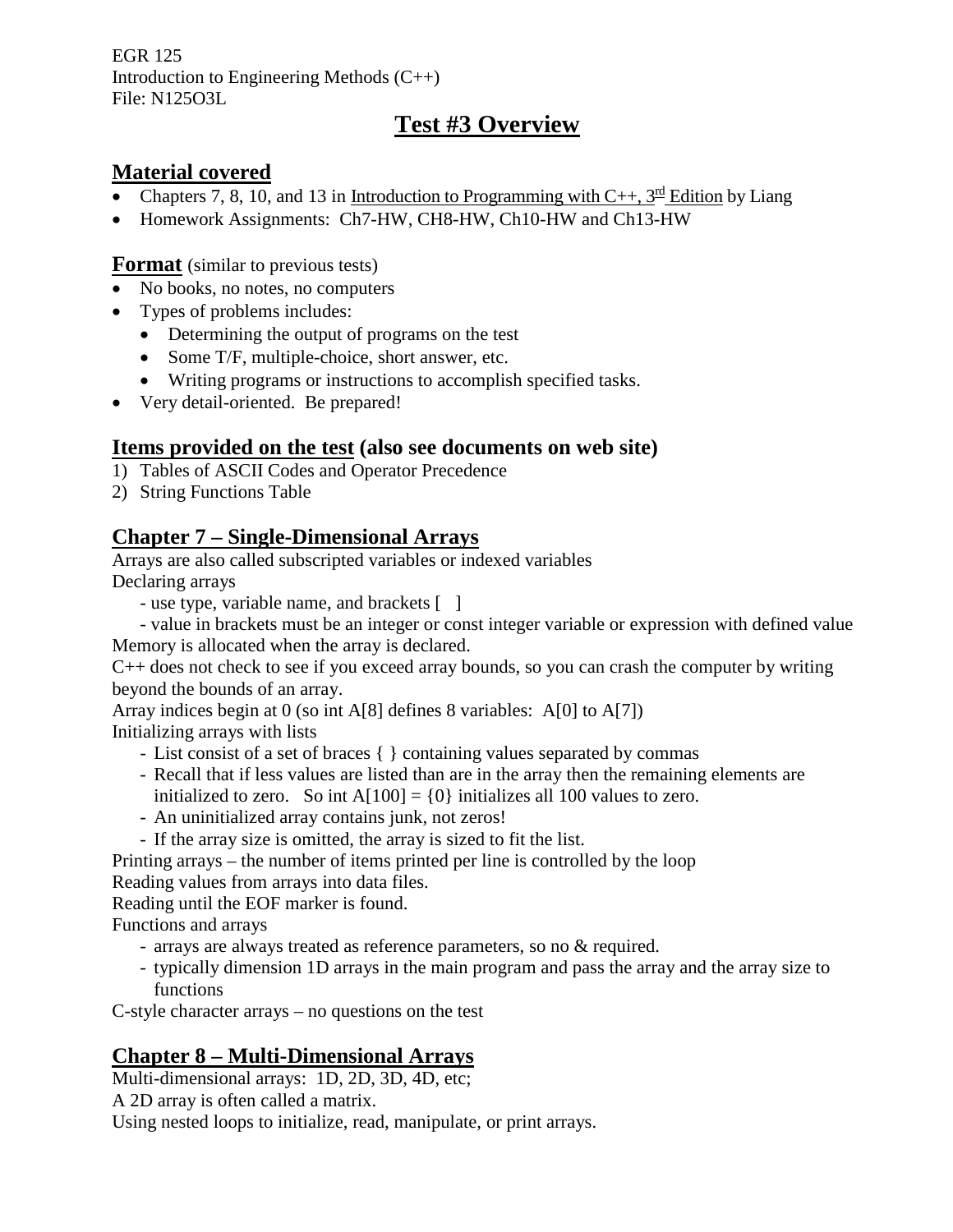EGR 125
Introduction to Engineering Methods (C++)
File: N125O3L

# Test #3 Overview

## Material covered

- Chapters 7, 8, 10, and 13 in Introduction to Programming with C++, 3rd Edition by Liang
- Homework Assignments: Ch7-HW, CH8-HW, Ch10-HW and Ch13-HW

## Format (similar to previous tests)

- No books, no notes, no computers
- Types of problems includes:
  - Determining the output of programs on the test
  - Some T/F, multiple-choice, short answer, etc.
  - Writing programs or instructions to accomplish specified tasks.
- Very detail-oriented. Be prepared!

## Items provided on the test (also see documents on web site)

1) Tables of ASCII Codes and Operator Precedence
2) String Functions Table

## Chapter 7 – Single-Dimensional Arrays

Arrays are also called subscripted variables or indexed variables
Declaring arrays

- use type, variable name, and brackets [ ]
- value in brackets must be an integer or const integer variable or expression with defined value

Memory is allocated when the array is declared.
C++ does not check to see if you exceed array bounds, so you can crash the computer by writing beyond the bounds of an array.
Array indices begin at 0 (so int A[8] defines 8 variables: A[0] to A[7])
Initializing arrays with lists

- List consist of a set of braces { } containing values separated by commas
- Recall that if less values are listed than are in the array then the remaining elements are initialized to zero. So int A[100] = {0} initializes all 100 values to zero.
- An uninitialized array contains junk, not zeros!
- If the array size is omitted, the array is sized to fit the list.

Printing arrays – the number of items printed per line is controlled by the loop
Reading values from arrays into data files.
Reading until the EOF marker is found.
Functions and arrays

- arrays are always treated as reference parameters, so no & required.
- typically dimension 1D arrays in the main program and pass the array and the array size to functions

C-style character arrays – no questions on the test

## Chapter 8 – Multi-Dimensional Arrays

Multi-dimensional arrays: 1D, 2D, 3D, 4D, etc;
A 2D array is often called a matrix.
Using nested loops to initialize, read, manipulate, or print arrays.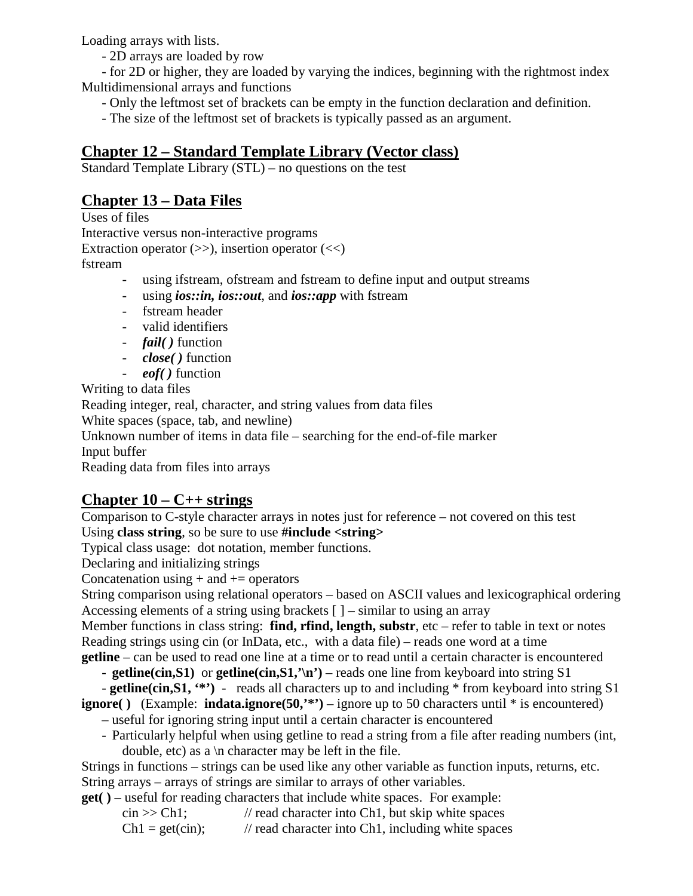Loading arrays with lists.

- 2D arrays are loaded by row
- for 2D or higher, they are loaded by varying the indices, beginning with the rightmost index

Multidimensional arrays and functions

- Only the leftmost set of brackets can be empty in the function declaration and definition.
- The size of the leftmost set of brackets is typically passed as an argument.

## Chapter 12 – Standard Template Library (Vector class)

Standard Template Library (STL) – no questions on the test

## Chapter 13 – Data Files

Uses of files

Interactive versus non-interactive programs

Extraction operator (>>), insertion operator (<<)

fstream

- using ifstream, ofstream and fstream to define input and output streams
- using ***ios::in, ios::out***, and ***ios::app*** with fstream
- fstream header
- valid identifiers
- ***fail( )*** function
- ***close( )*** function
- ***eof( )*** function

Writing to data files

Reading integer, real, character, and string values from data files

White spaces (space, tab, and newline)

Unknown number of items in data file – searching for the end-of-file marker

Input buffer

Reading data from files into arrays

## Chapter 10 – C++ strings

Comparison to C-style character arrays in notes just for reference – not covered on this test

Using **class string**, so be sure to use **#include <string>**

Typical class usage: dot notation, member functions.

Declaring and initializing strings

Concatenation using + and += operators

String comparison using relational operators – based on ASCII values and lexicographical ordering

Accessing elements of a string using brackets [ ] – similar to using an array

Member functions in class string: **find, rfind, length, substr**, etc – refer to table in text or notes

Reading strings using cin (or InData, etc., with a data file) – reads one word at a time

**getline** – can be used to read one line at a time or to read until a certain character is encountered

- **getline(cin,S1)** or **getline(cin,S1,'\n')** – reads one line from keyboard into string S1
- **getline(cin,S1, '*')** - reads all characters up to and including * from keyboard into string S1

**ignore( )** (Example: **indata.ignore(50,'*')** – ignore up to 50 characters until * is encountered)

– useful for ignoring string input until a certain character is encountered

- Particularly helpful when using getline to read a string from a file after reading numbers (int, double, etc) as a \n character may be left in the file.

Strings in functions – strings can be used like any other variable as function inputs, returns, etc.

String arrays – arrays of strings are similar to arrays of other variables.

**get( )** – useful for reading characters that include white spaces. For example:

```
cin >> Ch1;          // read character into Ch1, but skip white spaces
Ch1 = get(cin);      // read character into Ch1, including white spaces
```